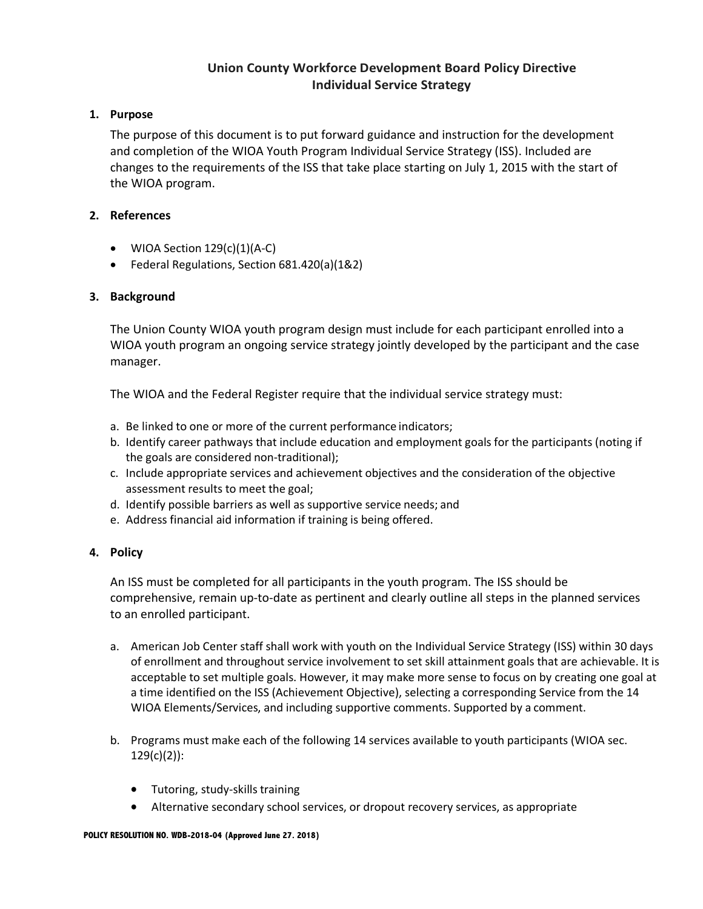# Union County Workforce Development Board Policy Directive
# Individual Service Strategy

## 1. Purpose

The purpose of this document is to put forward guidance and instruction for the development and completion of the WIOA Youth Program Individual Service Strategy (ISS). Included are changes to the requirements of the ISS that take place starting on July 1, 2015 with the start of the WIOA program.

## 2. References

- WIOA Section 129(c)(1)(A-C)
- Federal Regulations, Section 681.420(a)(1&2)

## 3. Background

The Union County WIOA youth program design must include for each participant enrolled into a WIOA youth program an ongoing service strategy jointly developed by the participant and the case manager.

The WIOA and the Federal Register require that the individual service strategy must:

a. Be linked to one or more of the current performance indicators;
b. Identify career pathways that include education and employment goals for the participants (noting if the goals are considered non-traditional);
c. Include appropriate services and achievement objectives and the consideration of the objective assessment results to meet the goal;
d. Identify possible barriers as well as supportive service needs; and
e. Address financial aid information if training is being offered.

## 4. Policy

An ISS must be completed for all participants in the youth program. The ISS should be comprehensive, remain up-to-date as pertinent and clearly outline all steps in the planned services to an enrolled participant.

a. American Job Center staff shall work with youth on the Individual Service Strategy (ISS) within 30 days of enrollment and throughout service involvement to set skill attainment goals that are achievable. It is acceptable to set multiple goals. However, it may make more sense to focus on by creating one goal at a time identified on the ISS (Achievement Objective), selecting a corresponding Service from the 14 WIOA Elements/Services, and including supportive comments. Supported by a comment.

b. Programs must make each of the following 14 services available to youth participants (WIOA sec. 129(c)(2)):

   - Tutoring, study-skills training
   - Alternative secondary school services, or dropout recovery services, as appropriate

**POLICY RESOLUTION NO. WDB-2018-04 (Approved June 27. 2018)**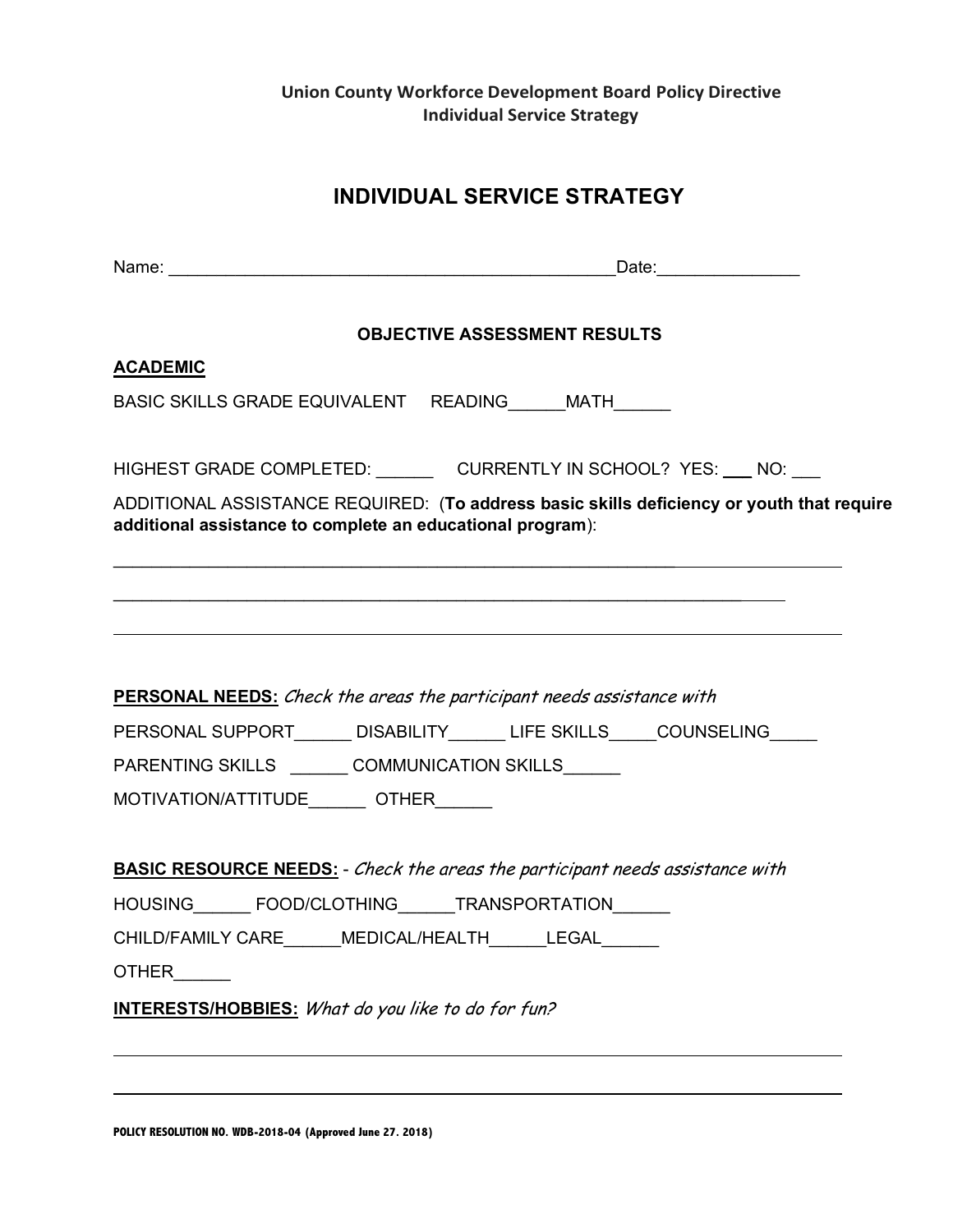# INDIVIDUAL SERVICE STRATEGY

Name: _______________________________________________Date:______________

## OBJECTIVE ASSESSMENT RESULTS

**ACADEMIC**

BASIC SKILLS GRADE EQUIVALENT READING______MATH______

HIGHEST GRADE COMPLETED: ______ CURRENTLY IN SCHOOL? YES: ___ NO: ___

ADDITIONAL ASSISTANCE REQUIRED: (**To address basic skills deficiency or youth that require additional assistance to complete an educational program**):

______________________________________________________________________________

______________________________________________________________________________

______________________________________________________________________________

**PERSONAL NEEDS:** *Check the areas the participant needs assistance with*

PERSONAL SUPPORT______ DISABILITY______ LIFE SKILLS_____COUNSELING_____

PARENTING SKILLS ______ COMMUNICATION SKILLS______

MOTIVATION/ATTITUDE______ OTHER______

**BASIC RESOURCE NEEDS:** - *Check the areas the participant needs assistance with*

HOUSING______ FOOD/CLOTHING______TRANSPORTATION______

CHILD/FAMILY CARE______MEDICAL/HEALTH______LEGAL______

OTHER______

**INTERESTS/HOBBIES:** *What do you like to do for fun?*

______________________________________________________________________________

______________________________________________________________________________

POLICY RESOLUTION NO. WDB-2018-04 (Approved June 27. 2018)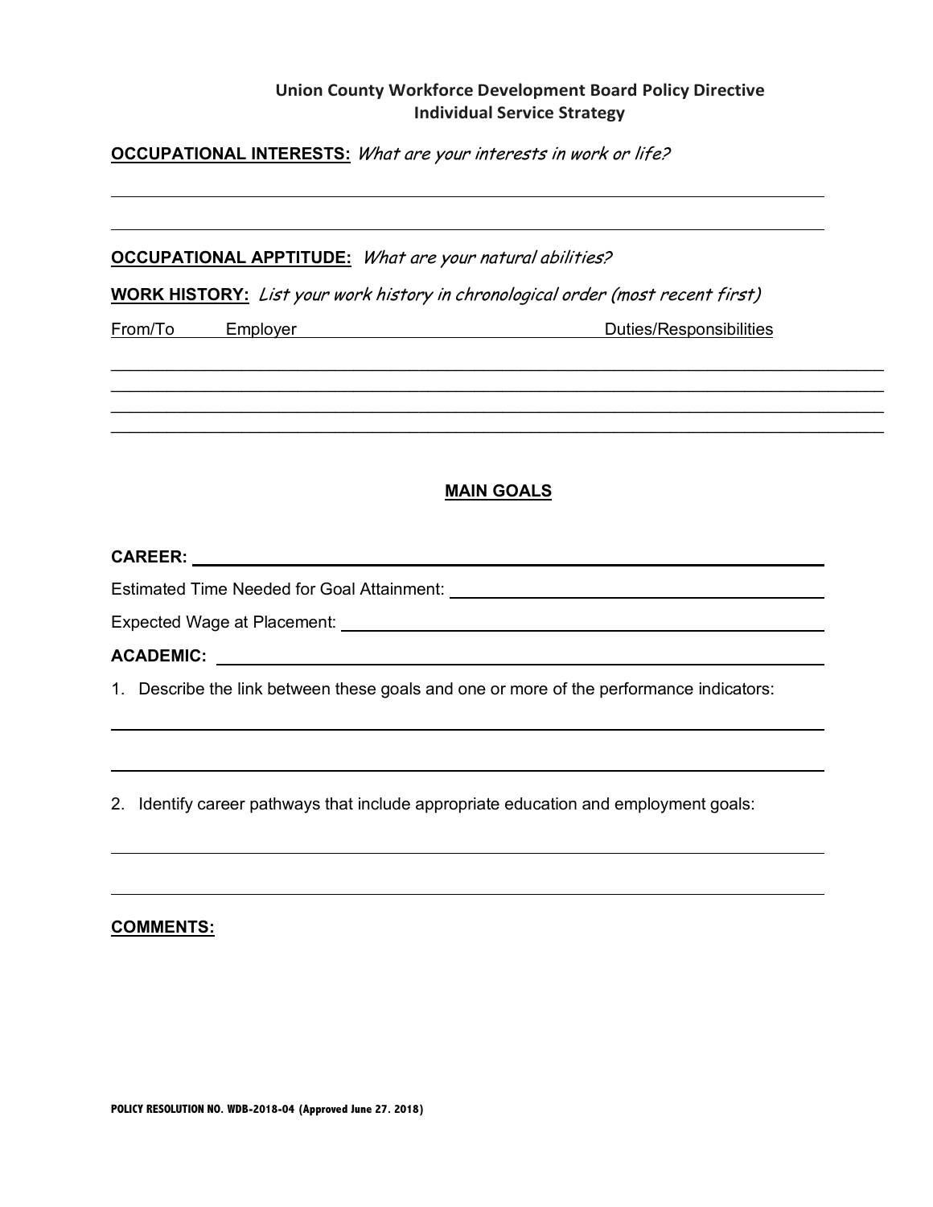## Union County Workforce Development Board Policy Directive
## Individual Service Strategy

**OCCUPATIONAL INTERESTS:** *What are your interests in work or life?*

______________________________________________________________________

______________________________________________________________________

**OCCUPATIONAL APPTITUDE:** *What are your natural abilities?*

**WORK HISTORY:** *List your work history in chronological order (most recent first)*

From/To Employer Duties/Responsibilities

______________________________________________________________________
______________________________________________________________________
______________________________________________________________________
______________________________________________________________________

### MAIN GOALS

**CAREER:** ______________________________________________________________

Estimated Time Needed for Goal Attainment: ______________________________

Expected Wage at Placement: ______________________________________________

**ACADEMIC:** ____________________________________________________________

1. Describe the link between these goals and one or more of the performance indicators:

______________________________________________________________________

______________________________________________________________________

2. Identify career pathways that include appropriate education and employment goals:

______________________________________________________________________

______________________________________________________________________

**COMMENTS:**

POLICY RESOLUTION NO. WDB-2018-04 (Approved June 27. 2018)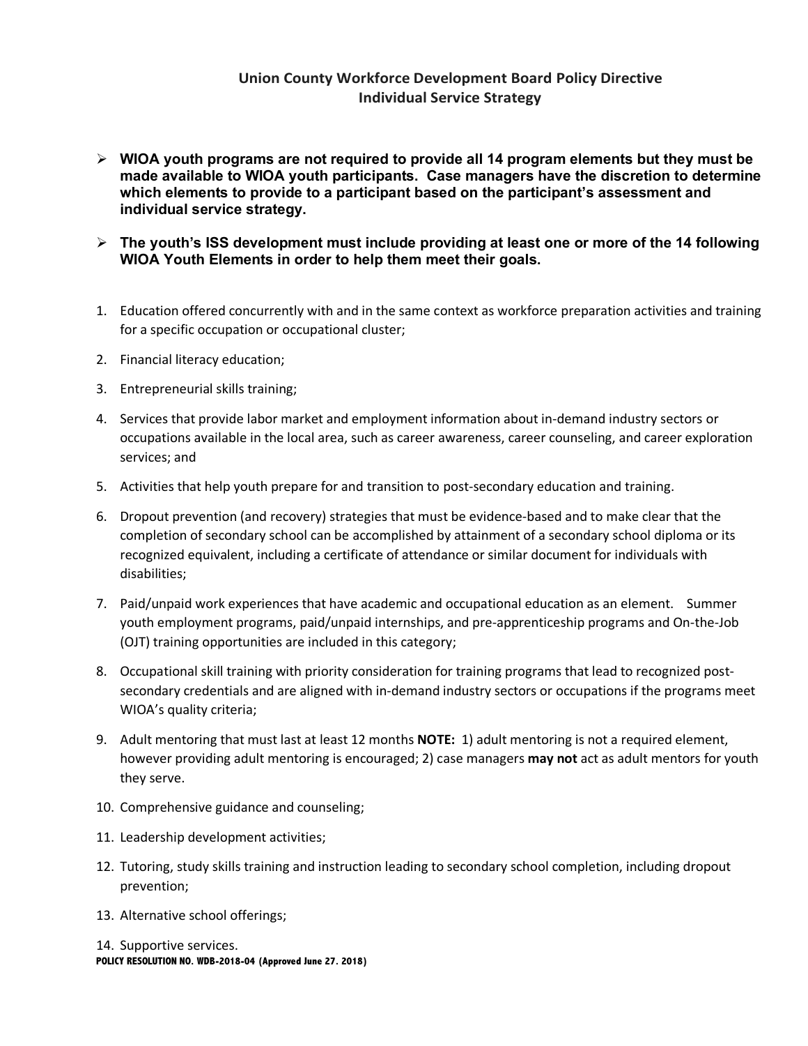## Union County Workforce Development Board Policy Directive
## Individual Service Strategy

- **WIOA youth programs are not required to provide all 14 program elements but they must be made available to WIOA youth participants. Case managers have the discretion to determine which elements to provide to a participant based on the participant's assessment and individual service strategy.**

- **The youth's ISS development must include providing at least one or more of the 14 following WIOA Youth Elements in order to help them meet their goals.**

1. Education offered concurrently with and in the same context as workforce preparation activities and training for a specific occupation or occupational cluster;
2. Financial literacy education;
3. Entrepreneurial skills training;
4. Services that provide labor market and employment information about in-demand industry sectors or occupations available in the local area, such as career awareness, career counseling, and career exploration services; and
5. Activities that help youth prepare for and transition to post-secondary education and training.
6. Dropout prevention (and recovery) strategies that must be evidence-based and to make clear that the completion of secondary school can be accomplished by attainment of a secondary school diploma or its recognized equivalent, including a certificate of attendance or similar document for individuals with disabilities;
7. Paid/unpaid work experiences that have academic and occupational education as an element. Summer youth employment programs, paid/unpaid internships, and pre-apprenticeship programs and On-the-Job (OJT) training opportunities are included in this category;
8. Occupational skill training with priority consideration for training programs that lead to recognized post-secondary credentials and are aligned with in-demand industry sectors or occupations if the programs meet WIOA's quality criteria;
9. Adult mentoring that must last at least 12 months **NOTE:** 1) adult mentoring is not a required element, however providing adult mentoring is encouraged; 2) case managers **may not** act as adult mentors for youth they serve.
10. Comprehensive guidance and counseling;
11. Leadership development activities;
12. Tutoring, study skills training and instruction leading to secondary school completion, including dropout prevention;
13. Alternative school offerings;
14. Supportive services.

**POLICY RESOLUTION NO. WDB-2018-04 (Approved June 27. 2018)**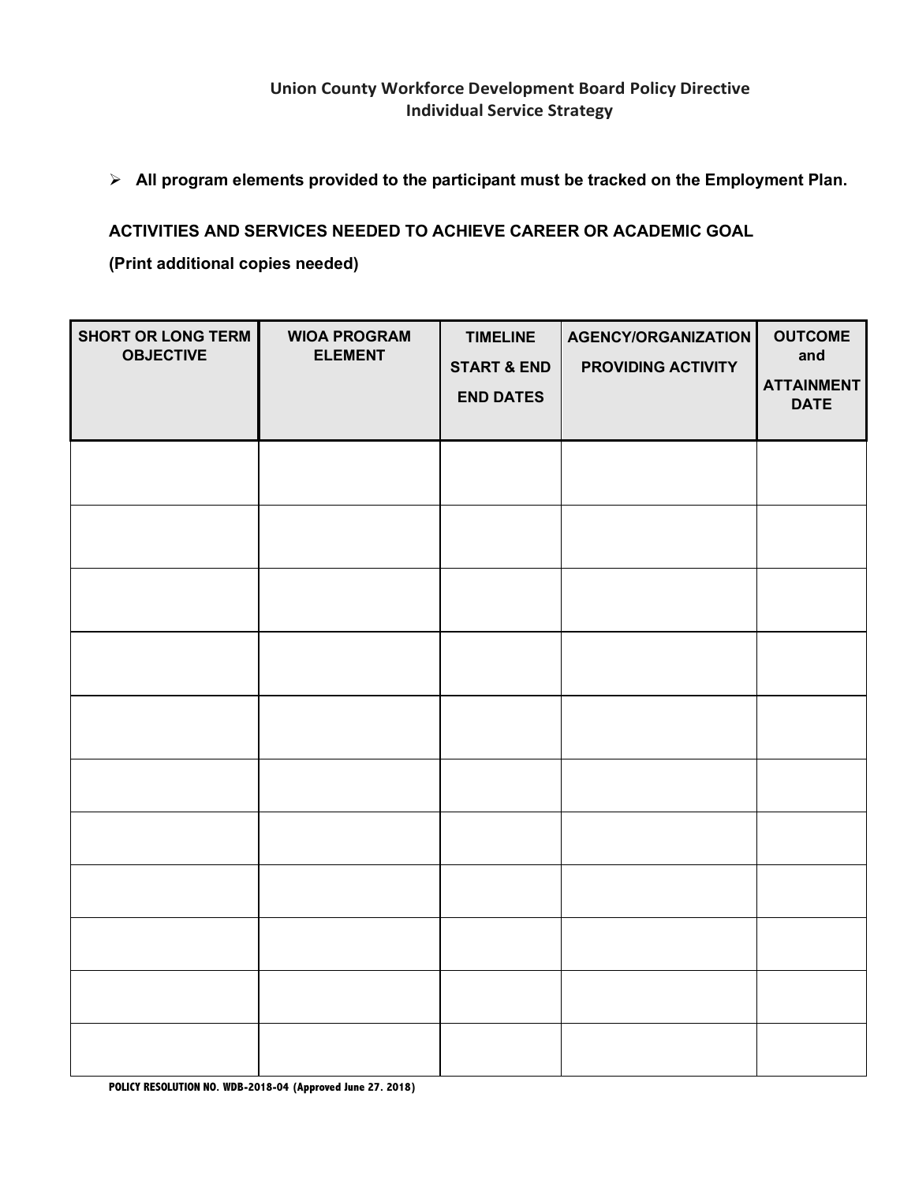**Union County Workforce Development Board Policy Directive**
**Individual Service Strategy**

- **All program elements provided to the participant must be tracked on the Employment Plan.**

**ACTIVITIES AND SERVICES NEEDED TO ACHIEVE CAREER OR ACADEMIC GOAL**

**(Print additional copies needed)**

| SHORT OR LONG TERM OBJECTIVE | WIOA PROGRAM ELEMENT | TIMELINE START & END END DATES | AGENCY/ORGANIZATION PROVIDING ACTIVITY | OUTCOME and ATTAINMENT DATE |
|---|---|---|---|---|
| | | | | |
| | | | | |
| | | | | |
| | | | | |
| | | | | |
| | | | | |
| | | | | |
| | | | | |
| | | | | |
| | | | | |
| | | | | |

POLICY RESOLUTION NO. WDB-2018-04 (Approved June 27. 2018)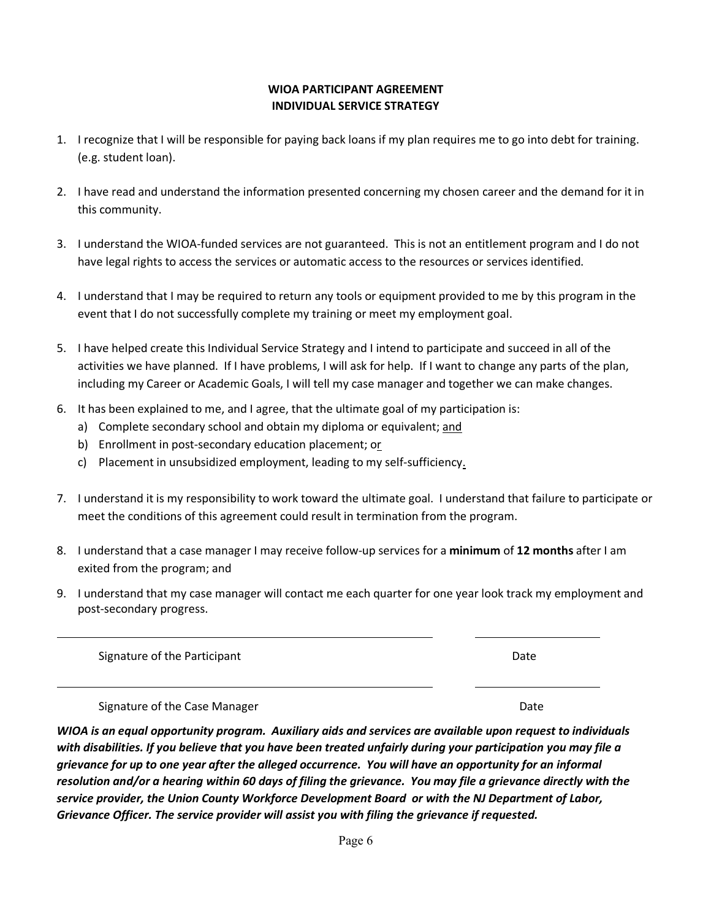**WIOA PARTICIPANT AGREEMENT**
**INDIVIDUAL SERVICE STRATEGY**

1. I recognize that I will be responsible for paying back loans if my plan requires me to go into debt for training. (e.g. student loan).

2. I have read and understand the information presented concerning my chosen career and the demand for it in this community.

3. I understand the WIOA-funded services are not guaranteed. This is not an entitlement program and I do not have legal rights to access the services or automatic access to the resources or services identified.

4. I understand that I may be required to return any tools or equipment provided to me by this program in the event that I do not successfully complete my training or meet my employment goal.

5. I have helped create this Individual Service Strategy and I intend to participate and succeed in all of the activities we have planned. If I have problems, I will ask for help. If I want to change any parts of the plan, including my Career or Academic Goals, I will tell my case manager and together we can make changes.

6. It has been explained to me, and I agree, that the ultimate goal of my participation is:
   a) Complete secondary school and obtain my diploma or equivalent; <u>and</u>
   b) Enrollment in post-secondary education placement; o<u>r</u>
   c) Placement in unsubsidized employment, leading to my self-sufficiency<u>.</u>

7. I understand it is my responsibility to work toward the ultimate goal. I understand that failure to participate or meet the conditions of this agreement could result in termination from the program.

8. I understand that a case manager I may receive follow-up services for a **minimum** of **12 months** after I am exited from the program; and

9. I understand that my case manager will contact me each quarter for one year look track my employment and post-secondary progress.

\_\_\_\_\_\_\_\_\_\_\_\_\_\_\_\_\_\_\_\_\_\_\_\_\_\_\_\_\_\_\_\_\_\_\_\_\_\_\_\_\_\_ \_\_\_\_\_\_\_\_\_\_\_\_\_\_\_\_

Signature of the Participant Date

\_\_\_\_\_\_\_\_\_\_\_\_\_\_\_\_\_\_\_\_\_\_\_\_\_\_\_\_\_\_\_\_\_\_\_\_\_\_\_\_\_\_ \_\_\_\_\_\_\_\_\_\_\_\_\_\_\_\_

Signature of the Case Manager Date

***WIOA is an equal opportunity program. Auxiliary aids and services are available upon request to individuals with disabilities. If you believe that you have been treated unfairly during your participation you may file a grievance for up to one year after the alleged occurrence. You will have an opportunity for an informal resolution and/or a hearing within 60 days of filing the grievance. You may file a grievance directly with the service provider, the Union County Workforce Development Board or with the NJ Department of Labor, Grievance Officer. The service provider will assist you with filing the grievance if requested.***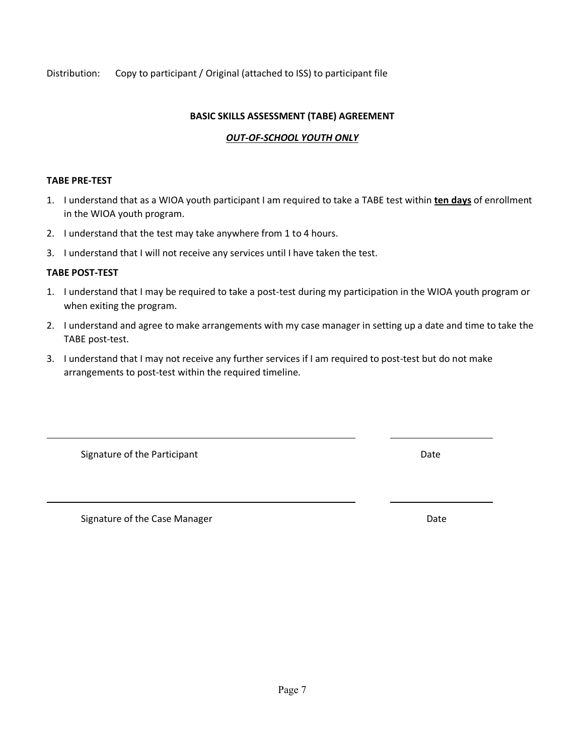Distribution: Copy to participant / Original (attached to ISS) to participant file

## BASIC SKILLS ASSESSMENT (TABE) AGREEMENT

***OUT-OF-SCHOOL YOUTH ONLY***

### TABE PRE-TEST

1. I understand that as a WIOA youth participant I am required to take a TABE test within **ten days** of enrollment in the WIOA youth program.
2. I understand that the test may take anywhere from 1 to 4 hours.
3. I understand that I will not receive any services until I have taken the test.

### TABE POST-TEST

1. I understand that I may be required to take a post-test during my participation in the WIOA youth program or when exiting the program.
2. I understand and agree to make arrangements with my case manager in setting up a date and time to take the TABE post-test.
3. I understand that I may not receive any further services if I am required to post-test but do not make arrangements to post-test within the required timeline.

\_\_\_\_\_\_\_\_\_\_\_\_\_\_\_\_\_\_\_\_\_\_\_\_\_\_\_\_\_\_\_\_\_\_\_\_\_\_\_\_ \_\_\_\_\_\_\_\_\_\_\_\_\_\_\_\_

Signature of the Participant Date

\_\_\_\_\_\_\_\_\_\_\_\_\_\_\_\_\_\_\_\_\_\_\_\_\_\_\_\_\_\_\_\_\_\_\_\_\_\_\_\_ \_\_\_\_\_\_\_\_\_\_\_\_\_\_\_\_

Signature of the Case Manager Date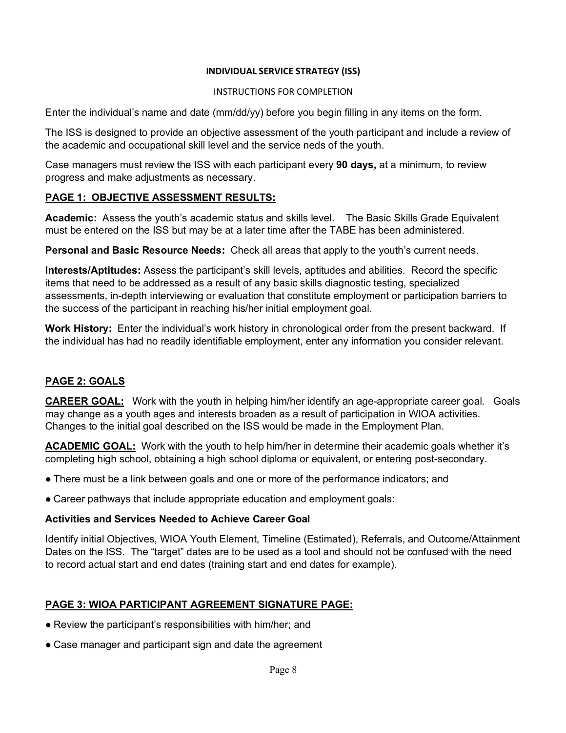**INDIVIDUAL SERVICE STRATEGY (ISS)**

INSTRUCTIONS FOR COMPLETION

Enter the individual's name and date (mm/dd/yy) before you begin filling in any items on the form.

The ISS is designed to provide an objective assessment of the youth participant and include a review of the academic and occupational skill level and the service neds of the youth.

Case managers must review the ISS with each participant every **90 days,** at a minimum, to review progress and make adjustments as necessary.

## PAGE 1: OBJECTIVE ASSESSMENT RESULTS:

**Academic:** Assess the youth's academic status and skills level. The Basic Skills Grade Equivalent must be entered on the ISS but may be at a later time after the TABE has been administered.

**Personal and Basic Resource Needs:** Check all areas that apply to the youth's current needs.

**Interests/Aptitudes:** Assess the participant's skill levels, aptitudes and abilities. Record the specific items that need to be addressed as a result of any basic skills diagnostic testing, specialized assessments, in-depth interviewing or evaluation that constitute employment or participation barriers to the success of the participant in reaching his/her initial employment goal.

**Work History:** Enter the individual's work history in chronological order from the present backward. If the individual has had no readily identifiable employment, enter any information you consider relevant.

## PAGE 2: GOALS

**CAREER GOAL:** Work with the youth in helping him/her identify an age-appropriate career goal. Goals may change as a youth ages and interests broaden as a result of participation in WIOA activities. Changes to the initial goal described on the ISS would be made in the Employment Plan.

**ACADEMIC GOAL:** Work with the youth to help him/her in determine their academic goals whether it's completing high school, obtaining a high school diploma or equivalent, or entering post-secondary.

- There must be a link between goals and one or more of the performance indicators; and
- Career pathways that include appropriate education and employment goals:

### Activities and Services Needed to Achieve Career Goal

Identify initial Objectives, WIOA Youth Element, Timeline (Estimated), Referrals, and Outcome/Attainment Dates on the ISS. The "target" dates are to be used as a tool and should not be confused with the need to record actual start and end dates (training start and end dates for example).

## PAGE 3: WIOA PARTICIPANT AGREEMENT SIGNATURE PAGE:

- Review the participant's responsibilities with him/her; and
- Case manager and participant sign and date the agreement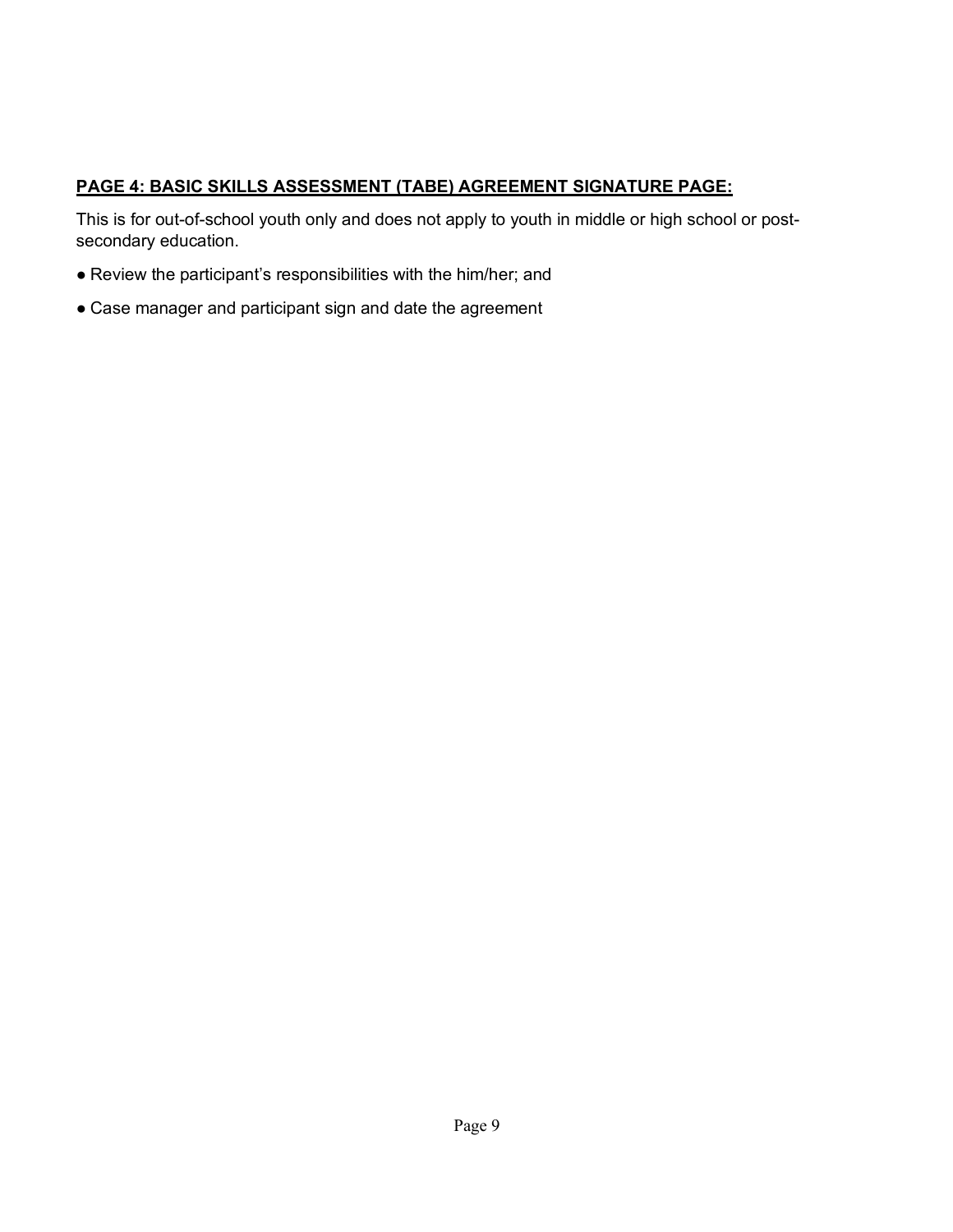**PAGE 4: BASIC SKILLS ASSESSMENT (TABE) AGREEMENT SIGNATURE PAGE:**

This is for out-of-school youth only and does not apply to youth in middle or high school or post-secondary education.

- Review the participant's responsibilities with the him/her; and
- Case manager and participant sign and date the agreement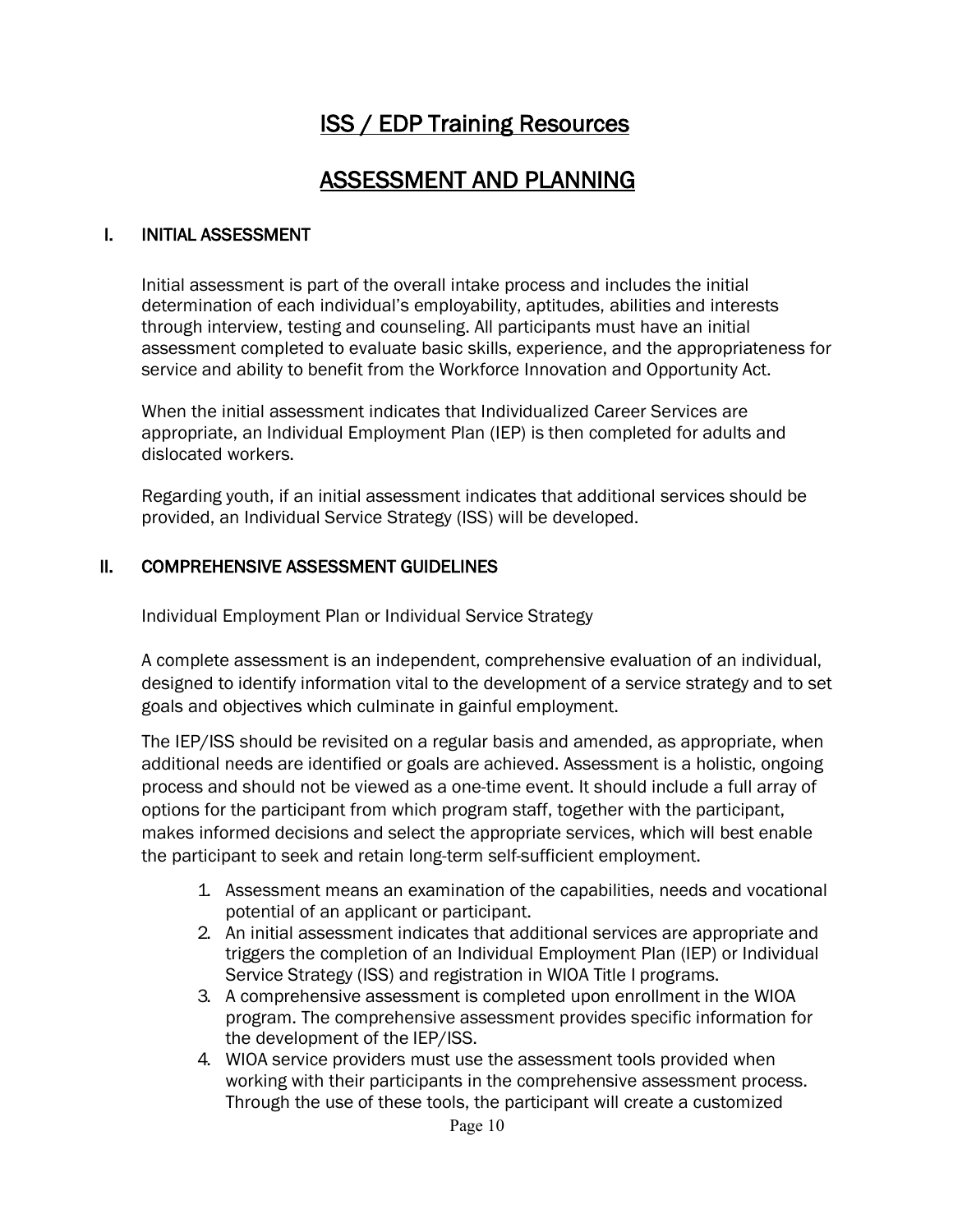# ISS / EDP Training Resources

# ASSESSMENT AND PLANNING

## I. INITIAL ASSESSMENT

Initial assessment is part of the overall intake process and includes the initial determination of each individual's employability, aptitudes, abilities and interests through interview, testing and counseling. All participants must have an initial assessment completed to evaluate basic skills, experience, and the appropriateness for service and ability to benefit from the Workforce Innovation and Opportunity Act.

When the initial assessment indicates that Individualized Career Services are appropriate, an Individual Employment Plan (IEP) is then completed for adults and dislocated workers.

Regarding youth, if an initial assessment indicates that additional services should be provided, an Individual Service Strategy (ISS) will be developed.

## II. COMPREHENSIVE ASSESSMENT GUIDELINES

Individual Employment Plan or Individual Service Strategy

A complete assessment is an independent, comprehensive evaluation of an individual, designed to identify information vital to the development of a service strategy and to set goals and objectives which culminate in gainful employment.

The IEP/ISS should be revisited on a regular basis and amended, as appropriate, when additional needs are identified or goals are achieved. Assessment is a holistic, ongoing process and should not be viewed as a one-time event. It should include a full array of options for the participant from which program staff, together with the participant, makes informed decisions and select the appropriate services, which will best enable the participant to seek and retain long-term self-sufficient employment.

1. Assessment means an examination of the capabilities, needs and vocational potential of an applicant or participant.
2. An initial assessment indicates that additional services are appropriate and triggers the completion of an Individual Employment Plan (IEP) or Individual Service Strategy (ISS) and registration in WIOA Title I programs.
3. A comprehensive assessment is completed upon enrollment in the WIOA program. The comprehensive assessment provides specific information for the development of the IEP/ISS.
4. WIOA service providers must use the assessment tools provided when working with their participants in the comprehensive assessment process. Through the use of these tools, the participant will create a customized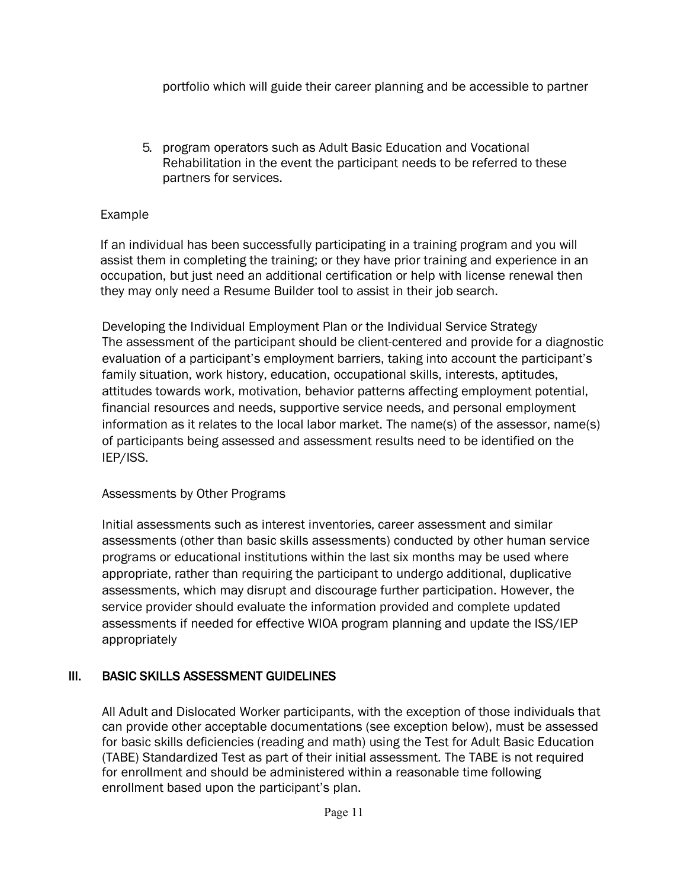portfolio which will guide their career planning and be accessible to partner

5. program operators such as Adult Basic Education and Vocational Rehabilitation in the event the participant needs to be referred to these partners for services.

Example

If an individual has been successfully participating in a training program and you will assist them in completing the training; or they have prior training and experience in an occupation, but just need an additional certification or help with license renewal then they may only need a Resume Builder tool to assist in their job search.

Developing the Individual Employment Plan or the Individual Service Strategy
The assessment of the participant should be client-centered and provide for a diagnostic evaluation of a participant's employment barriers, taking into account the participant's family situation, work history, education, occupational skills, interests, aptitudes, attitudes towards work, motivation, behavior patterns affecting employment potential, financial resources and needs, supportive service needs, and personal employment information as it relates to the local labor market. The name(s) of the assessor, name(s) of participants being assessed and assessment results need to be identified on the IEP/ISS.

Assessments by Other Programs

Initial assessments such as interest inventories, career assessment and similar assessments (other than basic skills assessments) conducted by other human service programs or educational institutions within the last six months may be used where appropriate, rather than requiring the participant to undergo additional, duplicative assessments, which may disrupt and discourage further participation. However, the service provider should evaluate the information provided and complete updated assessments if needed for effective WIOA program planning and update the ISS/IEP appropriately

## III. BASIC SKILLS ASSESSMENT GUIDELINES

All Adult and Dislocated Worker participants, with the exception of those individuals that can provide other acceptable documentations (see exception below), must be assessed for basic skills deficiencies (reading and math) using the Test for Adult Basic Education (TABE) Standardized Test as part of their initial assessment. The TABE is not required for enrollment and should be administered within a reasonable time following enrollment based upon the participant's plan.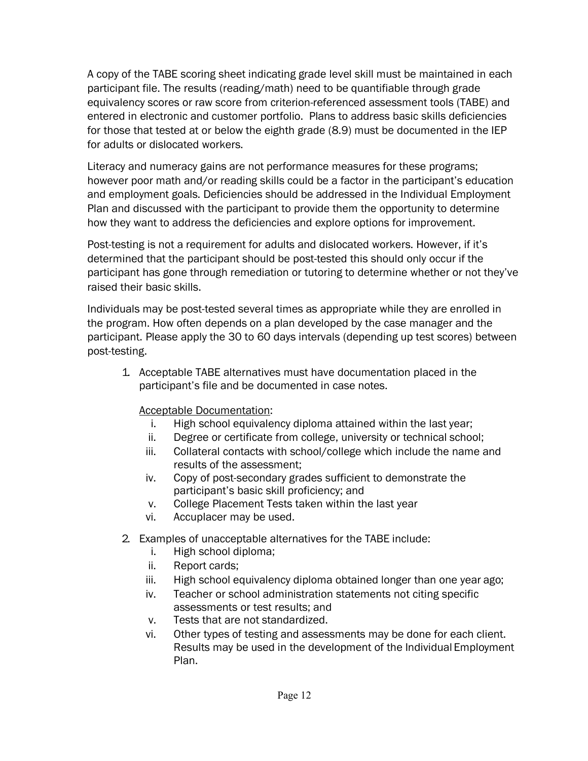A copy of the TABE scoring sheet indicating grade level skill must be maintained in each participant file. The results (reading/math) need to be quantifiable through grade equivalency scores or raw score from criterion-referenced assessment tools (TABE) and entered in electronic and customer portfolio. Plans to address basic skills deficiencies for those that tested at or below the eighth grade (8.9) must be documented in the IEP for adults or dislocated workers.

Literacy and numeracy gains are not performance measures for these programs; however poor math and/or reading skills could be a factor in the participant's education and employment goals. Deficiencies should be addressed in the Individual Employment Plan and discussed with the participant to provide them the opportunity to determine how they want to address the deficiencies and explore options for improvement.

Post-testing is not a requirement for adults and dislocated workers. However, if it's determined that the participant should be post-tested this should only occur if the participant has gone through remediation or tutoring to determine whether or not they've raised their basic skills.

Individuals may be post-tested several times as appropriate while they are enrolled in the program. How often depends on a plan developed by the case manager and the participant. Please apply the 30 to 60 days intervals (depending up test scores) between post-testing.

1. Acceptable TABE alternatives must have documentation placed in the participant's file and be documented in case notes.

   Acceptable Documentation:
   
   i. High school equivalency diploma attained within the last year;
   ii. Degree or certificate from college, university or technical school;
   iii. Collateral contacts with school/college which include the name and results of the assessment;
   iv. Copy of post-secondary grades sufficient to demonstrate the participant's basic skill proficiency; and
   v. College Placement Tests taken within the last year
   vi. Accuplacer may be used.

2. Examples of unacceptable alternatives for the TABE include:
   
   i. High school diploma;
   ii. Report cards;
   iii. High school equivalency diploma obtained longer than one year ago;
   iv. Teacher or school administration statements not citing specific assessments or test results; and
   v. Tests that are not standardized.
   vi. Other types of testing and assessments may be done for each client. Results may be used in the development of the Individual Employment Plan.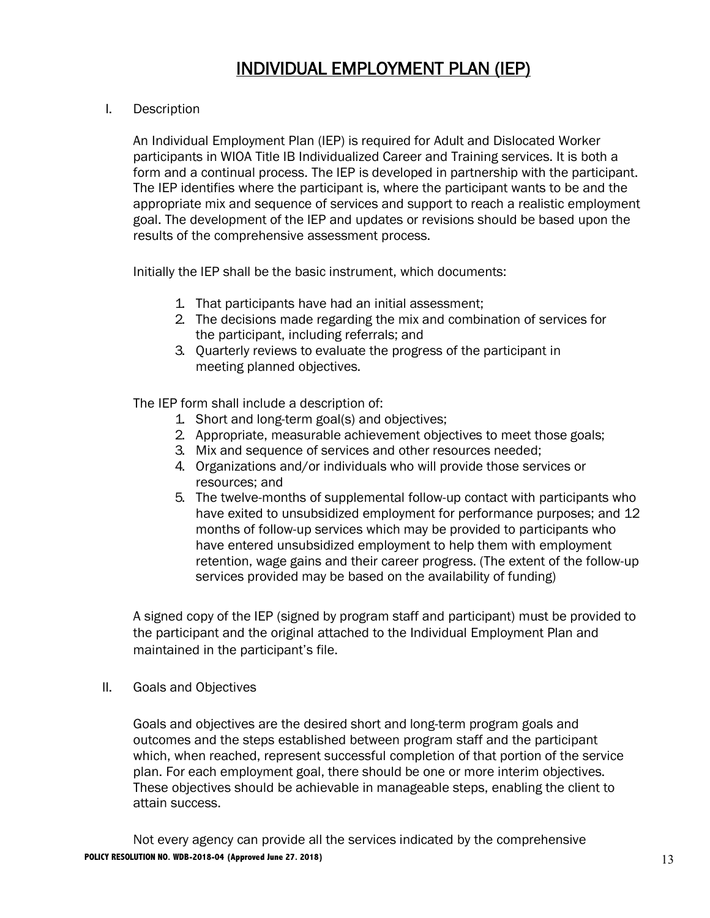# INDIVIDUAL EMPLOYMENT PLAN (IEP)

I. Description

An Individual Employment Plan (IEP) is required for Adult and Dislocated Worker participants in WIOA Title IB Individualized Career and Training services. It is both a form and a continual process. The IEP is developed in partnership with the participant. The IEP identifies where the participant is, where the participant wants to be and the appropriate mix and sequence of services and support to reach a realistic employment goal. The development of the IEP and updates or revisions should be based upon the results of the comprehensive assessment process.

Initially the IEP shall be the basic instrument, which documents:

1. That participants have had an initial assessment;
2. The decisions made regarding the mix and combination of services for the participant, including referrals; and
3. Quarterly reviews to evaluate the progress of the participant in meeting planned objectives.

The IEP form shall include a description of:

1. Short and long-term goal(s) and objectives;
2. Appropriate, measurable achievement objectives to meet those goals;
3. Mix and sequence of services and other resources needed;
4. Organizations and/or individuals who will provide those services or resources; and
5. The twelve-months of supplemental follow-up contact with participants who have exited to unsubsidized employment for performance purposes; and 12 months of follow-up services which may be provided to participants who have entered unsubsidized employment to help them with employment retention, wage gains and their career progress. (The extent of the follow-up services provided may be based on the availability of funding)

A signed copy of the IEP (signed by program staff and participant) must be provided to the participant and the original attached to the Individual Employment Plan and maintained in the participant's file.

II. Goals and Objectives

Goals and objectives are the desired short and long-term program goals and outcomes and the steps established between program staff and the participant which, when reached, represent successful completion of that portion of the service plan. For each employment goal, there should be one or more interim objectives. These objectives should be achievable in manageable steps, enabling the client to attain success.

Not every agency can provide all the services indicated by the comprehensive

**POLICY RESOLUTION NO. WDB-2018-04 (Approved June 27. 2018)**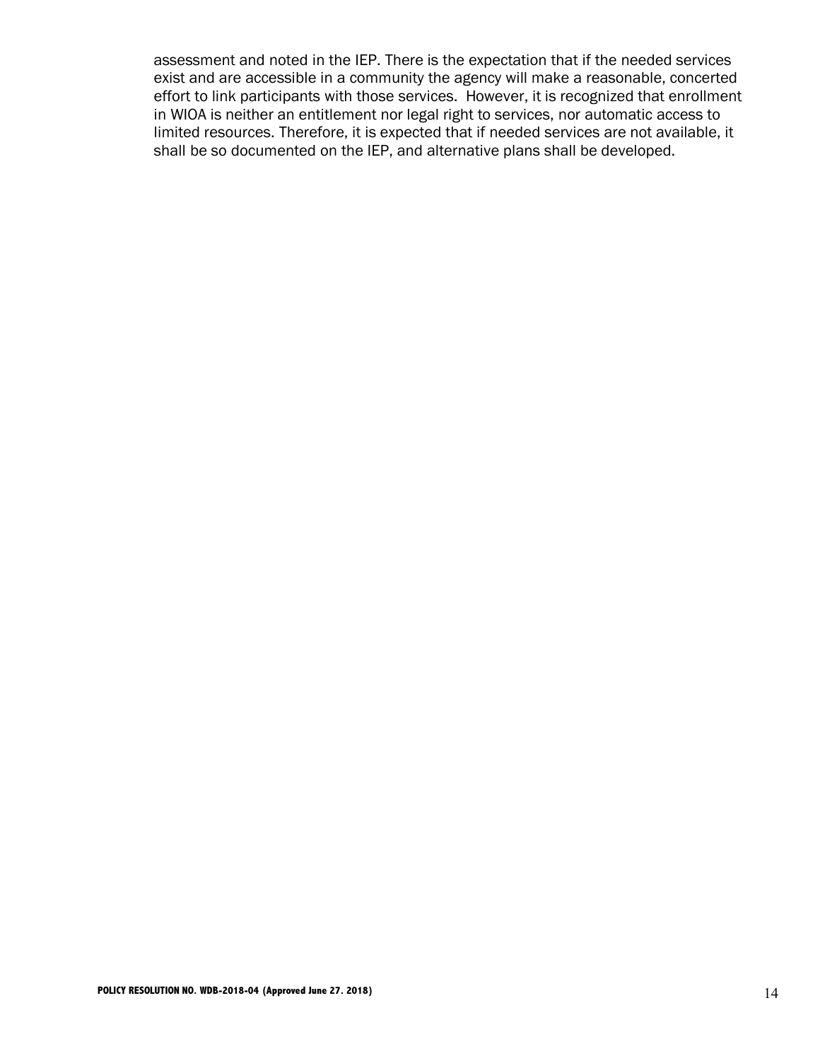assessment and noted in the IEP. There is the expectation that if the needed services exist and are accessible in a community the agency will make a reasonable, concerted effort to link participants with those services. However, it is recognized that enrollment in WIOA is neither an entitlement nor legal right to services, nor automatic access to limited resources. Therefore, it is expected that if needed services are not available, it shall be so documented on the IEP, and alternative plans shall be developed.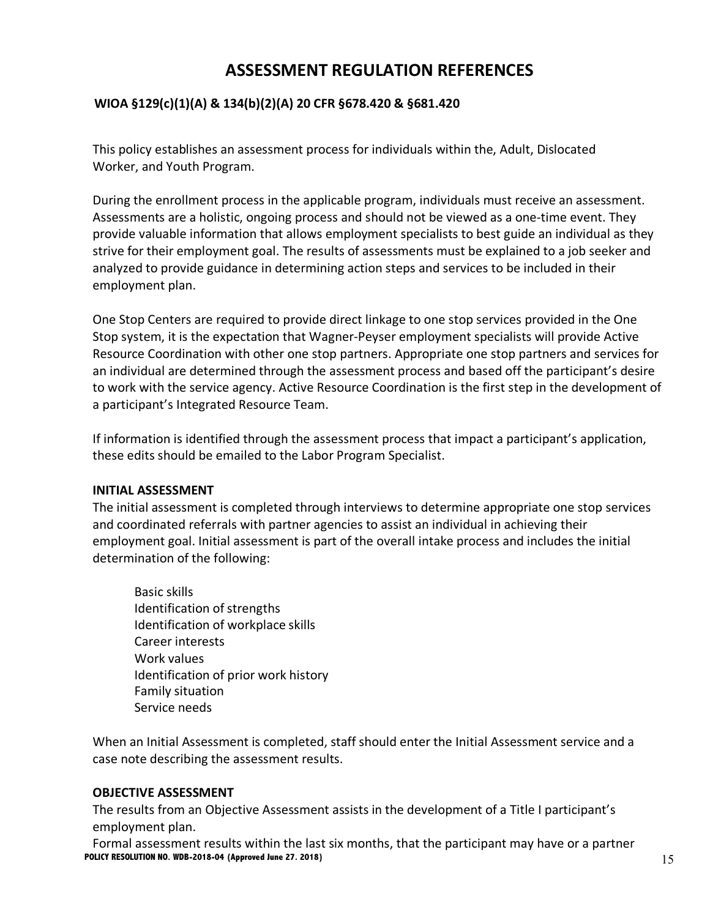# ASSESSMENT REGULATION REFERENCES

**WIOA §129(c)(1)(A) & 134(b)(2)(A) 20 CFR §678.420 & §681.420**

This policy establishes an assessment process for individuals within the, Adult, Dislocated Worker, and Youth Program.

During the enrollment process in the applicable program, individuals must receive an assessment. Assessments are a holistic, ongoing process and should not be viewed as a one-time event. They provide valuable information that allows employment specialists to best guide an individual as they strive for their employment goal. The results of assessments must be explained to a job seeker and analyzed to provide guidance in determining action steps and services to be included in their employment plan.

One Stop Centers are required to provide direct linkage to one stop services provided in the One Stop system, it is the expectation that Wagner-Peyser employment specialists will provide Active Resource Coordination with other one stop partners. Appropriate one stop partners and services for an individual are determined through the assessment process and based off the participant's desire to work with the service agency. Active Resource Coordination is the first step in the development of a participant's Integrated Resource Team.

If information is identified through the assessment process that impact a participant's application, these edits should be emailed to the Labor Program Specialist.

### INITIAL ASSESSMENT

The initial assessment is completed through interviews to determine appropriate one stop services and coordinated referrals with partner agencies to assist an individual in achieving their employment goal. Initial assessment is part of the overall intake process and includes the initial determination of the following:

- Basic skills
- Identification of strengths
- Identification of workplace skills
- Career interests
- Work values
- Identification of prior work history
- Family situation
- Service needs

When an Initial Assessment is completed, staff should enter the Initial Assessment service and a case note describing the assessment results.

### OBJECTIVE ASSESSMENT

The results from an Objective Assessment assists in the development of a Title I participant's employment plan.

Formal assessment results within the last six months, that the participant may have or a partner

POLICY RESOLUTION NO. WDB-2018-04 (Approved June 27. 2018)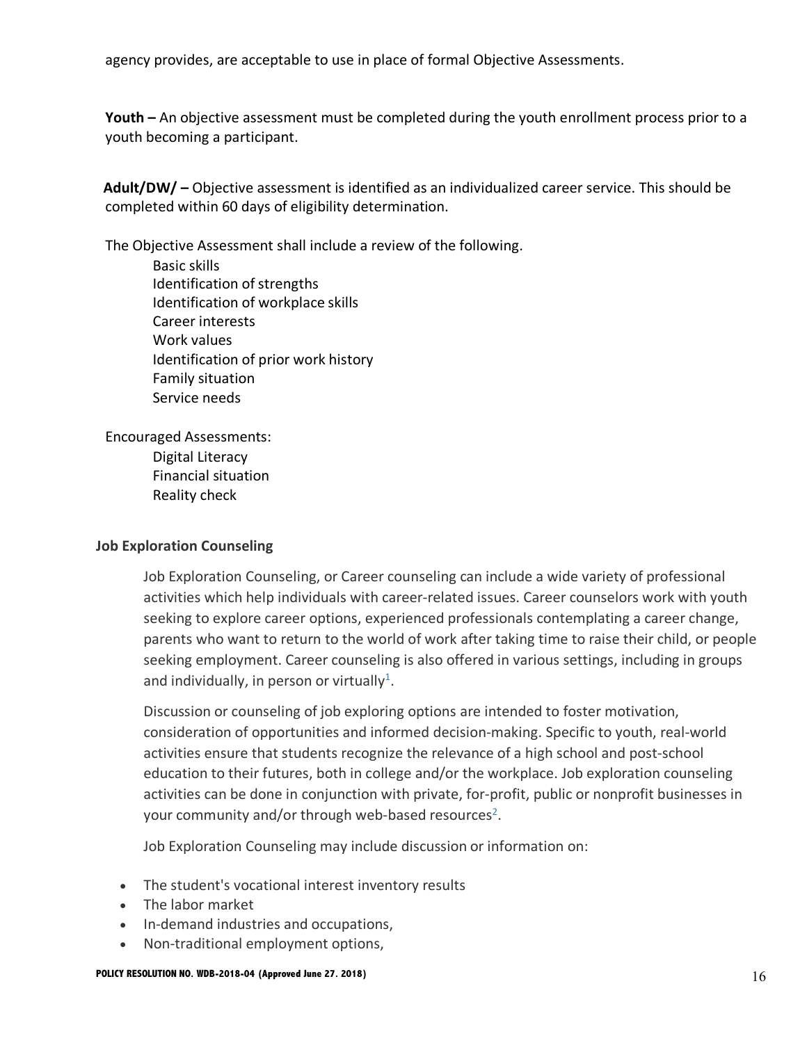agency provides, are acceptable to use in place of formal Objective Assessments.

**Youth –** An objective assessment must be completed during the youth enrollment process prior to a youth becoming a participant.

**Adult/DW/ –** Objective assessment is identified as an individualized career service. This should be completed within 60 days of eligibility determination.

The Objective Assessment shall include a review of the following.

- Basic skills
- Identification of strengths
- Identification of workplace skills
- Career interests
- Work values
- Identification of prior work history
- Family situation
- Service needs

Encouraged Assessments:

- Digital Literacy
- Financial situation
- Reality check

### Job Exploration Counseling

Job Exploration Counseling, or Career counseling can include a wide variety of professional activities which help individuals with career-related issues. Career counselors work with youth seeking to explore career options, experienced professionals contemplating a career change, parents who want to return to the world of work after taking time to raise their child, or people seeking employment. Career counseling is also offered in various settings, including in groups and individually, in person or virtually[1].

Discussion or counseling of job exploring options are intended to foster motivation, consideration of opportunities and informed decision-making. Specific to youth, real-world activities ensure that students recognize the relevance of a high school and post-school education to their futures, both in college and/or the workplace. Job exploration counseling activities can be done in conjunction with private, for-profit, public or nonprofit businesses in your community and/or through web-based resources[2].

Job Exploration Counseling may include discussion or information on:

- The student's vocational interest inventory results
- The labor market
- In-demand industries and occupations,
- Non-traditional employment options,

**POLICY RESOLUTION NO. WDB-2018-04 (Approved June 27. 2018)**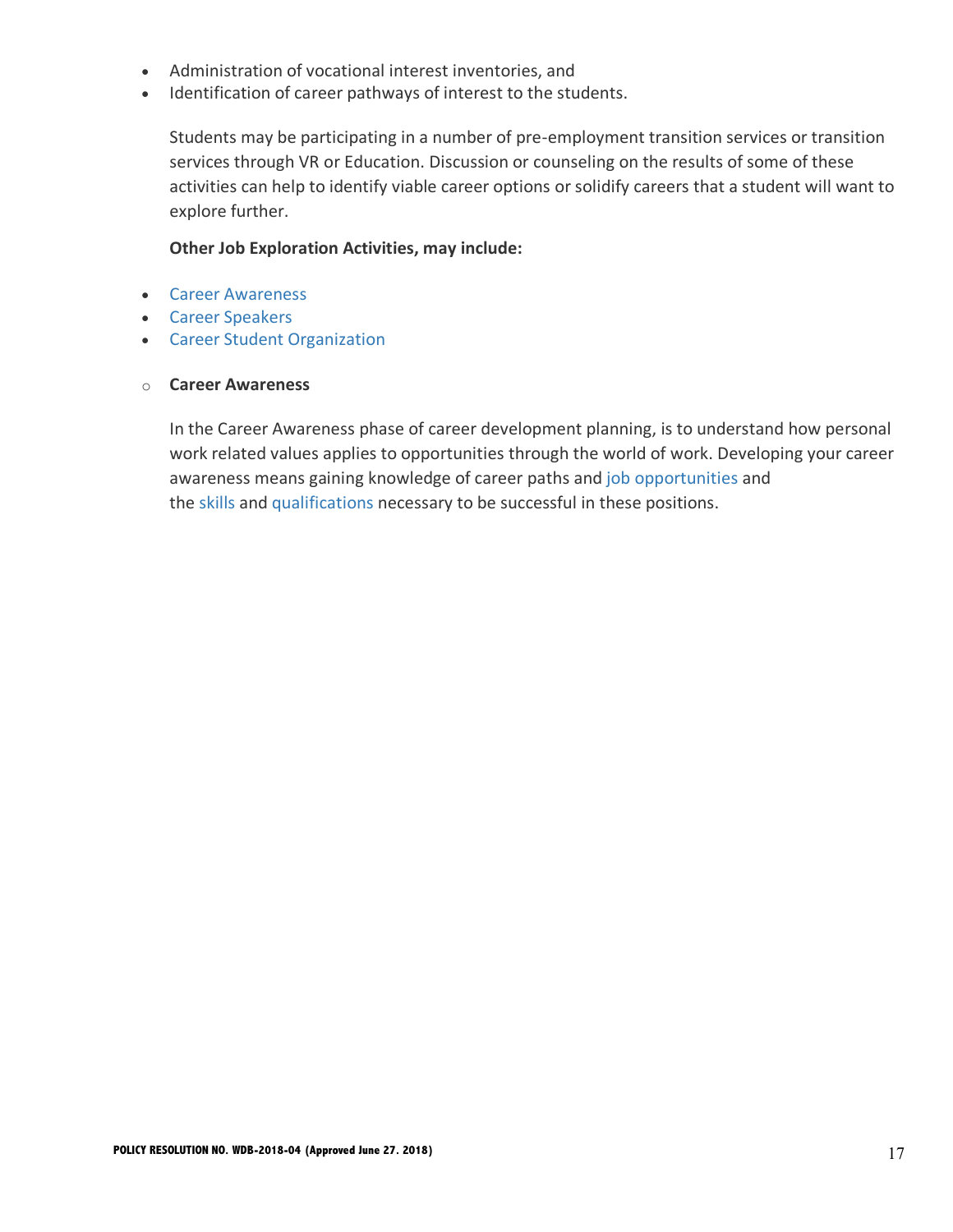- Administration of vocational interest inventories, and
- Identification of career pathways of interest to the students.

Students may be participating in a number of pre-employment transition services or transition services through VR or Education. Discussion or counseling on the results of some of these activities can help to identify viable career options or solidify careers that a student will want to explore further.

**Other Job Exploration Activities, may include:**

- Career Awareness
- Career Speakers
- Career Student Organization

- **Career Awareness**

In the Career Awareness phase of career development planning, is to understand how personal work related values applies to opportunities through the world of work. Developing your career awareness means gaining knowledge of career paths and job opportunities and the skills and qualifications necessary to be successful in these positions.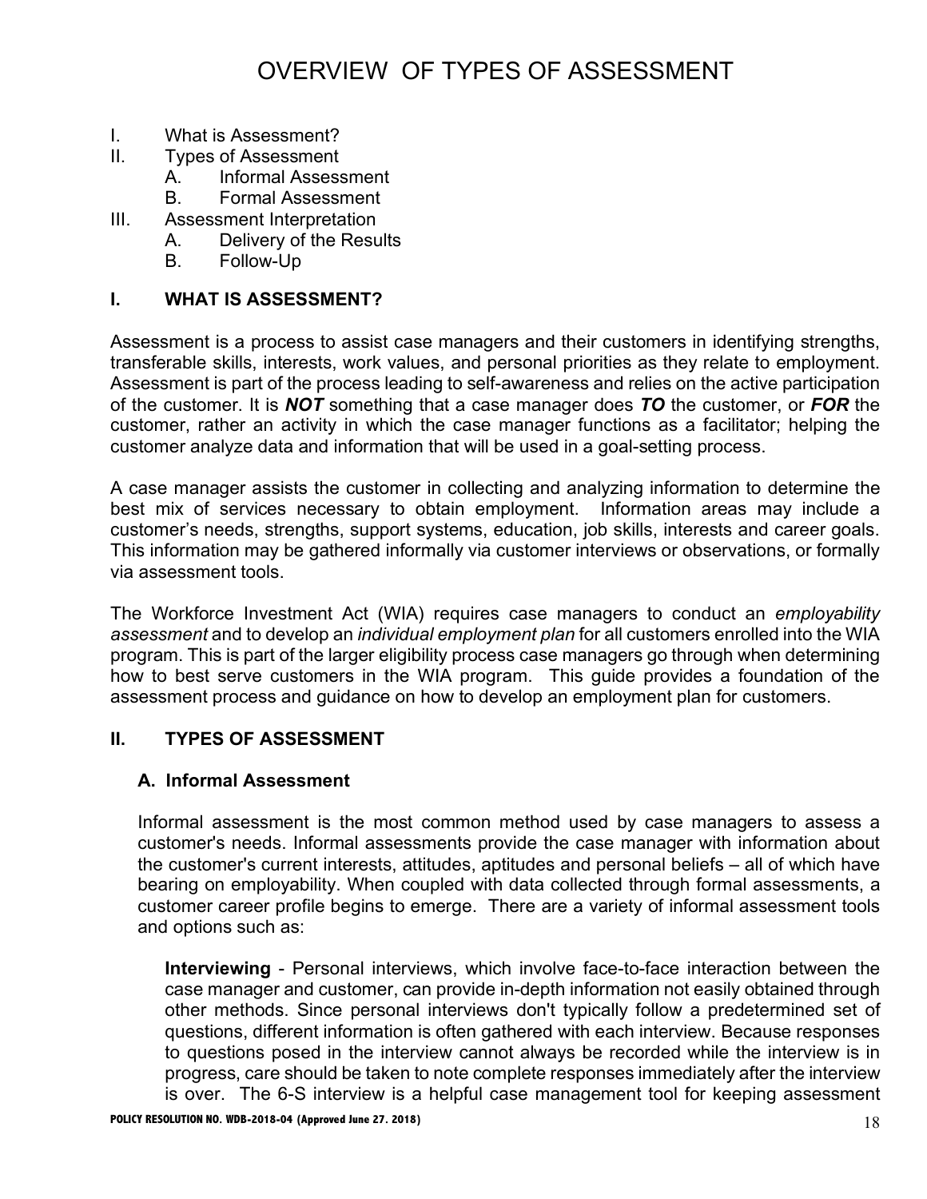# OVERVIEW OF TYPES OF ASSESSMENT

I. What is Assessment?
II. Types of Assessment
  A. Informal Assessment
  B. Formal Assessment
III. Assessment Interpretation
  A. Delivery of the Results
  B. Follow-Up

## I. WHAT IS ASSESSMENT?

Assessment is a process to assist case managers and their customers in identifying strengths, transferable skills, interests, work values, and personal priorities as they relate to employment. Assessment is part of the process leading to self-awareness and relies on the active participation of the customer. It is ***NOT*** something that a case manager does ***TO*** the customer, or ***FOR*** the customer, rather an activity in which the case manager functions as a facilitator; helping the customer analyze data and information that will be used in a goal-setting process.

A case manager assists the customer in collecting and analyzing information to determine the best mix of services necessary to obtain employment. Information areas may include a customer's needs, strengths, support systems, education, job skills, interests and career goals. This information may be gathered informally via customer interviews or observations, or formally via assessment tools.

The Workforce Investment Act (WIA) requires case managers to conduct an *employability assessment* and to develop an *individual employment plan* for all customers enrolled into the WIA program. This is part of the larger eligibility process case managers go through when determining how to best serve customers in the WIA program. This guide provides a foundation of the assessment process and guidance on how to develop an employment plan for customers.

## II. TYPES OF ASSESSMENT

### A. Informal Assessment

Informal assessment is the most common method used by case managers to assess a customer's needs. Informal assessments provide the case manager with information about the customer's current interests, attitudes, aptitudes and personal beliefs – all of which have bearing on employability. When coupled with data collected through formal assessments, a customer career profile begins to emerge. There are a variety of informal assessment tools and options such as:

**Interviewing** - Personal interviews, which involve face-to-face interaction between the case manager and customer, can provide in-depth information not easily obtained through other methods. Since personal interviews don't typically follow a predetermined set of questions, different information is often gathered with each interview. Because responses to questions posed in the interview cannot always be recorded while the interview is in progress, care should be taken to note complete responses immediately after the interview is over. The 6-S interview is a helpful case management tool for keeping assessment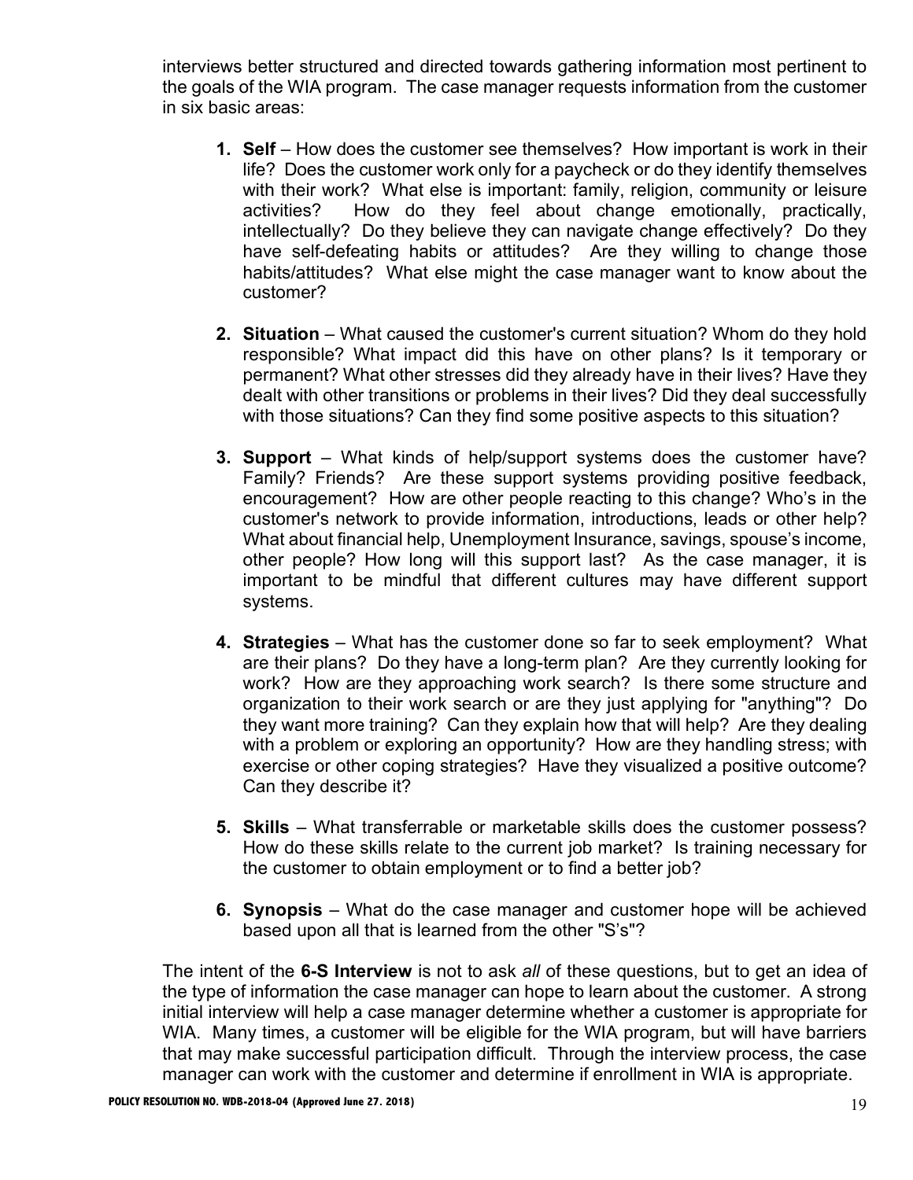interviews better structured and directed towards gathering information most pertinent to the goals of the WIA program. The case manager requests information from the customer in six basic areas:

1. **Self** – How does the customer see themselves? How important is work in their life? Does the customer work only for a paycheck or do they identify themselves with their work? What else is important: family, religion, community or leisure activities? How do they feel about change emotionally, practically, intellectually? Do they believe they can navigate change effectively? Do they have self-defeating habits or attitudes? Are they willing to change those habits/attitudes? What else might the case manager want to know about the customer?

2. **Situation** – What caused the customer's current situation? Whom do they hold responsible? What impact did this have on other plans? Is it temporary or permanent? What other stresses did they already have in their lives? Have they dealt with other transitions or problems in their lives? Did they deal successfully with those situations? Can they find some positive aspects to this situation?

3. **Support** – What kinds of help/support systems does the customer have? Family? Friends? Are these support systems providing positive feedback, encouragement? How are other people reacting to this change? Who's in the customer's network to provide information, introductions, leads or other help? What about financial help, Unemployment Insurance, savings, spouse's income, other people? How long will this support last? As the case manager, it is important to be mindful that different cultures may have different support systems.

4. **Strategies** – What has the customer done so far to seek employment? What are their plans? Do they have a long-term plan? Are they currently looking for work? How are they approaching work search? Is there some structure and organization to their work search or are they just applying for "anything"? Do they want more training? Can they explain how that will help? Are they dealing with a problem or exploring an opportunity? How are they handling stress; with exercise or other coping strategies? Have they visualized a positive outcome? Can they describe it?

5. **Skills** – What transferrable or marketable skills does the customer possess? How do these skills relate to the current job market? Is training necessary for the customer to obtain employment or to find a better job?

6. **Synopsis** – What do the case manager and customer hope will be achieved based upon all that is learned from the other "S's"?

The intent of the **6-S Interview** is not to ask *all* of these questions, but to get an idea of the type of information the case manager can hope to learn about the customer. A strong initial interview will help a case manager determine whether a customer is appropriate for WIA. Many times, a customer will be eligible for the WIA program, but will have barriers that may make successful participation difficult. Through the interview process, the case manager can work with the customer and determine if enrollment in WIA is appropriate.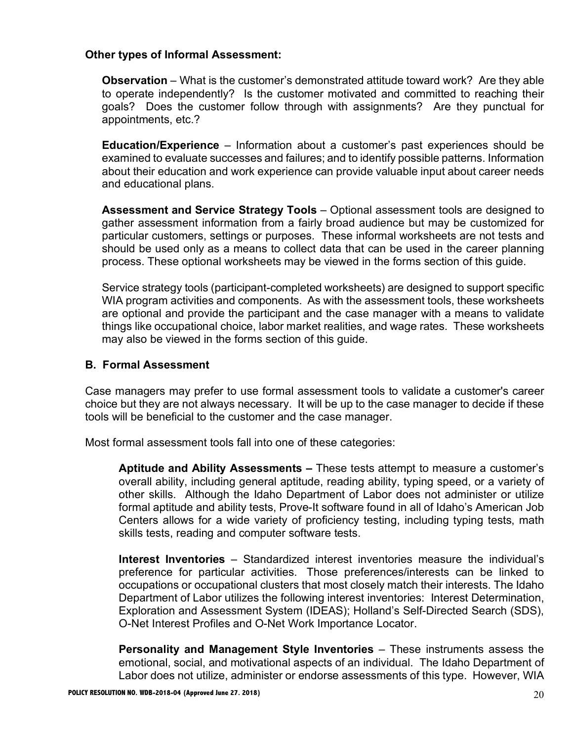**Other types of Informal Assessment:**

**Observation** – What is the customer's demonstrated attitude toward work? Are they able to operate independently? Is the customer motivated and committed to reaching their goals? Does the customer follow through with assignments? Are they punctual for appointments, etc.?

**Education/Experience** – Information about a customer's past experiences should be examined to evaluate successes and failures; and to identify possible patterns. Information about their education and work experience can provide valuable input about career needs and educational plans.

**Assessment and Service Strategy Tools** – Optional assessment tools are designed to gather assessment information from a fairly broad audience but may be customized for particular customers, settings or purposes. These informal worksheets are not tests and should be used only as a means to collect data that can be used in the career planning process. These optional worksheets may be viewed in the forms section of this guide.

Service strategy tools (participant-completed worksheets) are designed to support specific WIA program activities and components. As with the assessment tools, these worksheets are optional and provide the participant and the case manager with a means to validate things like occupational choice, labor market realities, and wage rates. These worksheets may also be viewed in the forms section of this guide.

### B. Formal Assessment

Case managers may prefer to use formal assessment tools to validate a customer's career choice but they are not always necessary. It will be up to the case manager to decide if these tools will be beneficial to the customer and the case manager.

Most formal assessment tools fall into one of these categories:

**Aptitude and Ability Assessments –** These tests attempt to measure a customer's overall ability, including general aptitude, reading ability, typing speed, or a variety of other skills. Although the Idaho Department of Labor does not administer or utilize formal aptitude and ability tests, Prove-It software found in all of Idaho's American Job Centers allows for a wide variety of proficiency testing, including typing tests, math skills tests, reading and computer software tests.

**Interest Inventories** – Standardized interest inventories measure the individual's preference for particular activities. Those preferences/interests can be linked to occupations or occupational clusters that most closely match their interests. The Idaho Department of Labor utilizes the following interest inventories: Interest Determination, Exploration and Assessment System (IDEAS); Holland's Self-Directed Search (SDS), O-Net Interest Profiles and O-Net Work Importance Locator.

**Personality and Management Style Inventories** – These instruments assess the emotional, social, and motivational aspects of an individual. The Idaho Department of Labor does not utilize, administer or endorse assessments of this type. However, WIA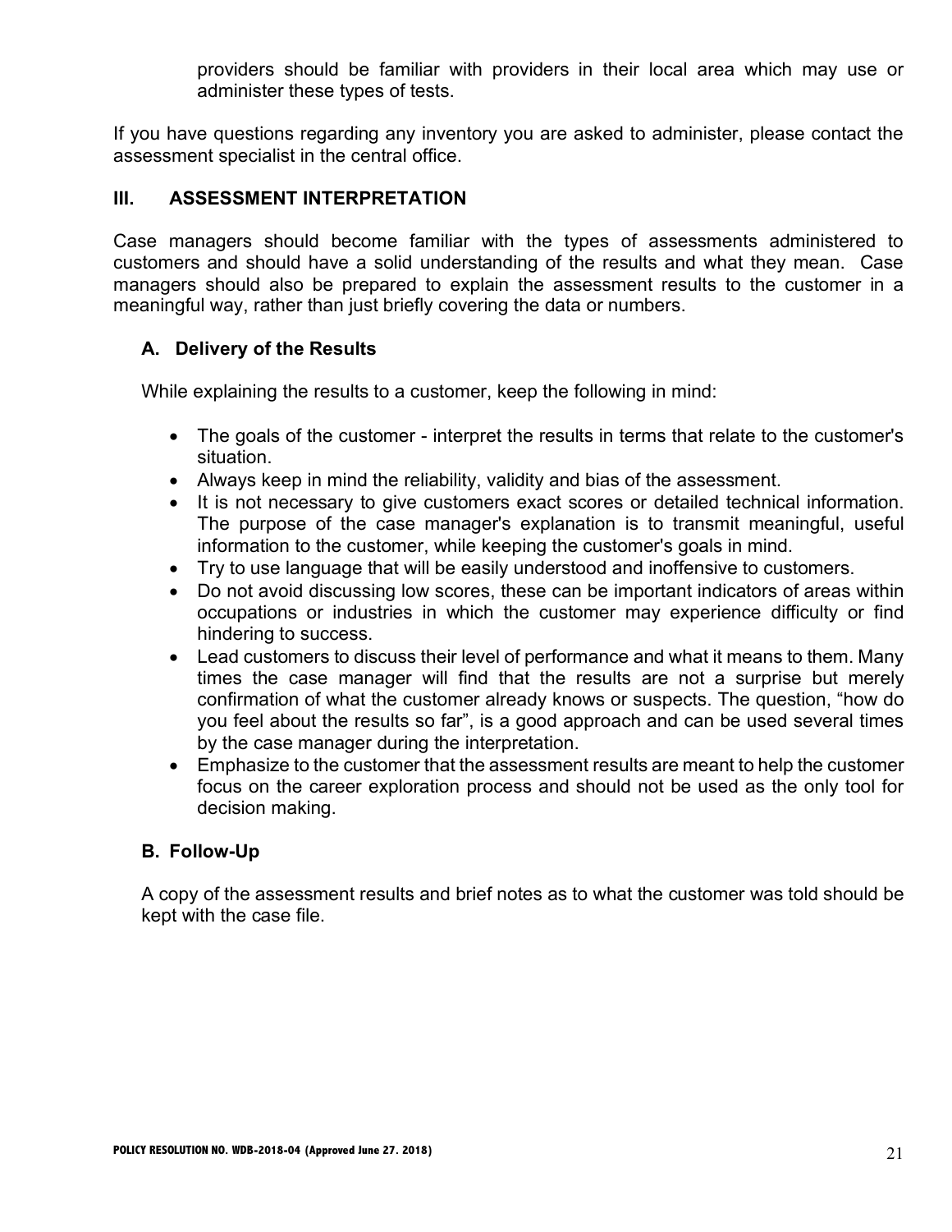providers should be familiar with providers in their local area which may use or administer these types of tests.

If you have questions regarding any inventory you are asked to administer, please contact the assessment specialist in the central office.

## III. ASSESSMENT INTERPRETATION

Case managers should become familiar with the types of assessments administered to customers and should have a solid understanding of the results and what they mean. Case managers should also be prepared to explain the assessment results to the customer in a meaningful way, rather than just briefly covering the data or numbers.

### A. Delivery of the Results

While explaining the results to a customer, keep the following in mind:

- The goals of the customer - interpret the results in terms that relate to the customer's situation.
- Always keep in mind the reliability, validity and bias of the assessment.
- It is not necessary to give customers exact scores or detailed technical information. The purpose of the case manager's explanation is to transmit meaningful, useful information to the customer, while keeping the customer's goals in mind.
- Try to use language that will be easily understood and inoffensive to customers.
- Do not avoid discussing low scores, these can be important indicators of areas within occupations or industries in which the customer may experience difficulty or find hindering to success.
- Lead customers to discuss their level of performance and what it means to them. Many times the case manager will find that the results are not a surprise but merely confirmation of what the customer already knows or suspects. The question, "how do you feel about the results so far", is a good approach and can be used several times by the case manager during the interpretation.
- Emphasize to the customer that the assessment results are meant to help the customer focus on the career exploration process and should not be used as the only tool for decision making.

### B. Follow-Up

A copy of the assessment results and brief notes as to what the customer was told should be kept with the case file.